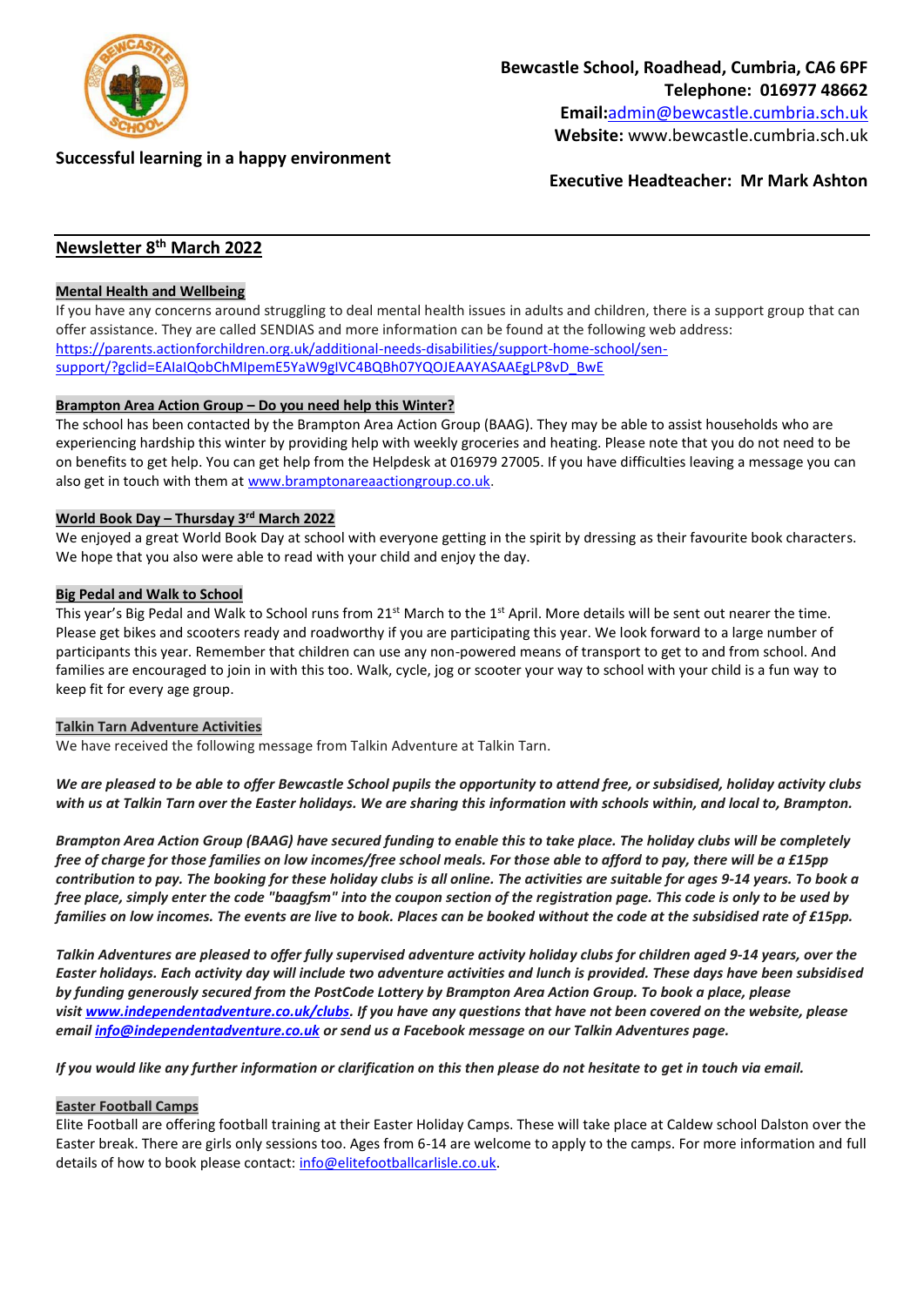**Bewcastle School, Roadhead, Cumbria, CA6 6PF**
**Telephone: 016977 48662**
**Email:**admin@bewcastle.cumbria.sch.uk
**Website:** www.bewcastle.cumbria.sch.uk

**Successful learning in a happy environment**

**Executive Headteacher: Mr Mark Ashton**

## Newsletter 8th March 2022

### Mental Health and Wellbeing

If you have any concerns around struggling to deal mental health issues in adults and children, there is a support group that can offer assistance. They are called SENDIAS and more information can be found at the following web address: https://parents.actionforchildren.org.uk/additional-needs-disabilities/support-home-school/sen-support/?gclid=EAIaIQobChMIpemE5YaW9gIVC4BQBh07YQOJEAAYASAAEgLP8vD_BwE

### Brampton Area Action Group – Do you need help this Winter?

The school has been contacted by the Brampton Area Action Group (BAAG). They may be able to assist households who are experiencing hardship this winter by providing help with weekly groceries and heating. Please note that you do not need to be on benefits to get help. You can get help from the Helpdesk at 016979 27005. If you have difficulties leaving a message you can also get in touch with them at www.bramptonareaactiongroup.co.uk.

### World Book Day – Thursday 3rd March 2022

We enjoyed a great World Book Day at school with everyone getting in the spirit by dressing as their favourite book characters. We hope that you also were able to read with your child and enjoy the day.

### Big Pedal and Walk to School

This year's Big Pedal and Walk to School runs from 21st March to the 1st April. More details will be sent out nearer the time. Please get bikes and scooters ready and roadworthy if you are participating this year. We look forward to a large number of participants this year. Remember that children can use any non-powered means of transport to get to and from school. And families are encouraged to join in with this too. Walk, cycle, jog or scooter your way to school with your child is a fun way to keep fit for every age group.

### Talkin Tarn Adventure Activities

We have received the following message from Talkin Adventure at Talkin Tarn.

***We are pleased to be able to offer Bewcastle School pupils the opportunity to attend free, or subsidised, holiday activity clubs with us at Talkin Tarn over the Easter holidays. We are sharing this information with schools within, and local to, Brampton.***

***Brampton Area Action Group (BAAG) have secured funding to enable this to take place. The holiday clubs will be completely free of charge for those families on low incomes/free school meals. For those able to afford to pay, there will be a £15pp contribution to pay. The booking for these holiday clubs is all online. The activities are suitable for ages 9-14 years. To book a free place, simply enter the code "baagfsm" into the coupon section of the registration page. This code is only to be used by families on low incomes. The events are live to book. Places can be booked without the code at the subsidised rate of £15pp.***

***Talkin Adventures are pleased to offer fully supervised adventure activity holiday clubs for children aged 9-14 years, over the Easter holidays. Each activity day will include two adventure activities and lunch is provided. These days have been subsidised by funding generously secured from the PostCode Lottery by Brampton Area Action Group. To book a place, please visit www.independentadventure.co.uk/clubs. If you have any questions that have not been covered on the website, please email info@independentadventure.co.uk or send us a Facebook message on our Talkin Adventures page.***

***If you would like any further information or clarification on this then please do not hesitate to get in touch via email.***

### Easter Football Camps

Elite Football are offering football training at their Easter Holiday Camps. These will take place at Caldew school Dalston over the Easter break. There are girls only sessions too. Ages from 6-14 are welcome to apply to the camps. For more information and full details of how to book please contact: info@elitefootballcarlisle.co.uk.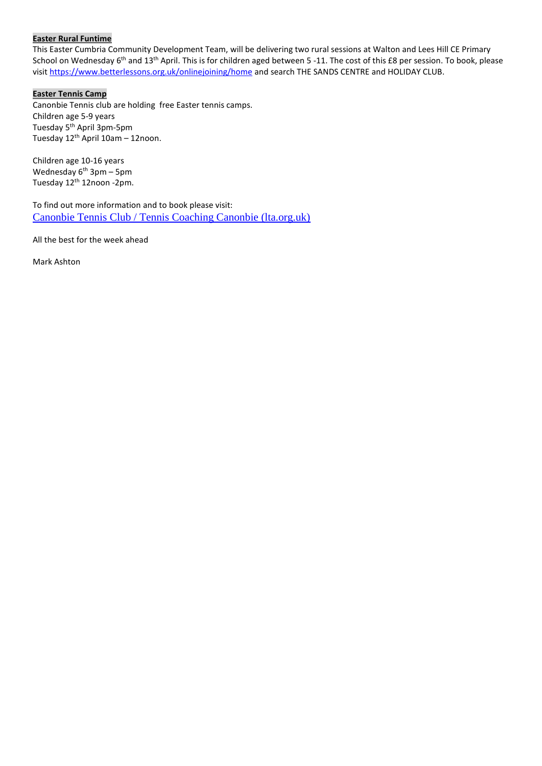**Easter Rural Funtime**

This Easter Cumbria Community Development Team, will be delivering two rural sessions at Walton and Lees Hill CE Primary School on Wednesday 6th and 13th April. This is for children aged between 5 -11. The cost of this £8 per session. To book, please visit https://www.betterlessons.org.uk/onlinejoining/home and search THE SANDS CENTRE and HOLIDAY CLUB.

**Easter Tennis Camp**

Canonbie Tennis club are holding free Easter tennis camps.
Children age 5-9 years
Tuesday 5th April 3pm-5pm
Tuesday 12th April 10am – 12noon.

Children age 10-16 years
Wednesday 6th 3pm – 5pm
Tuesday 12th 12noon -2pm.

To find out more information and to book please visit:
Canonbie Tennis Club / Tennis Coaching Canonbie (lta.org.uk)

All the best for the week ahead

Mark Ashton